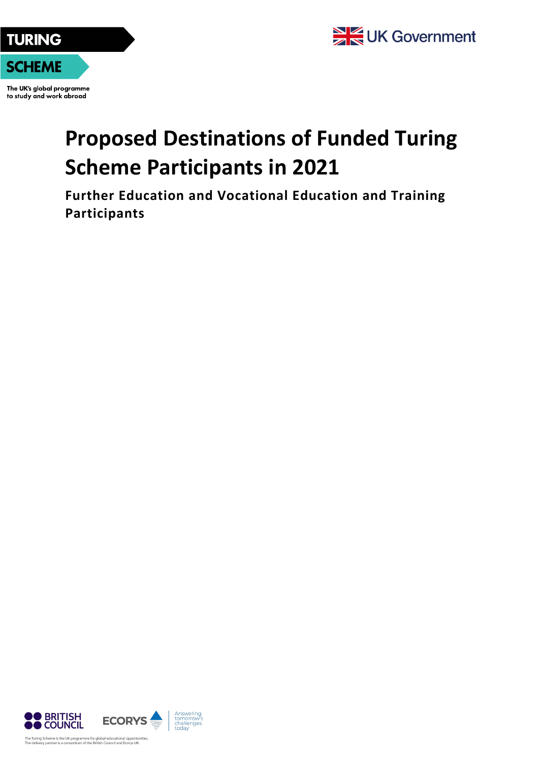TURING SCHEME

The UK's global programme to study and work abroad

UK Government

# Proposed Destinations of Funded Turing Scheme Participants in 2021

## Further Education and Vocational Education and Training Participants

BRITISH COUNCIL

ECORYS Answering tomorrow's challenges today

The Turing Scheme is the UK programme for global educational opportunities.
The delivery partner is a consortium of the British Council and Ecorys UK.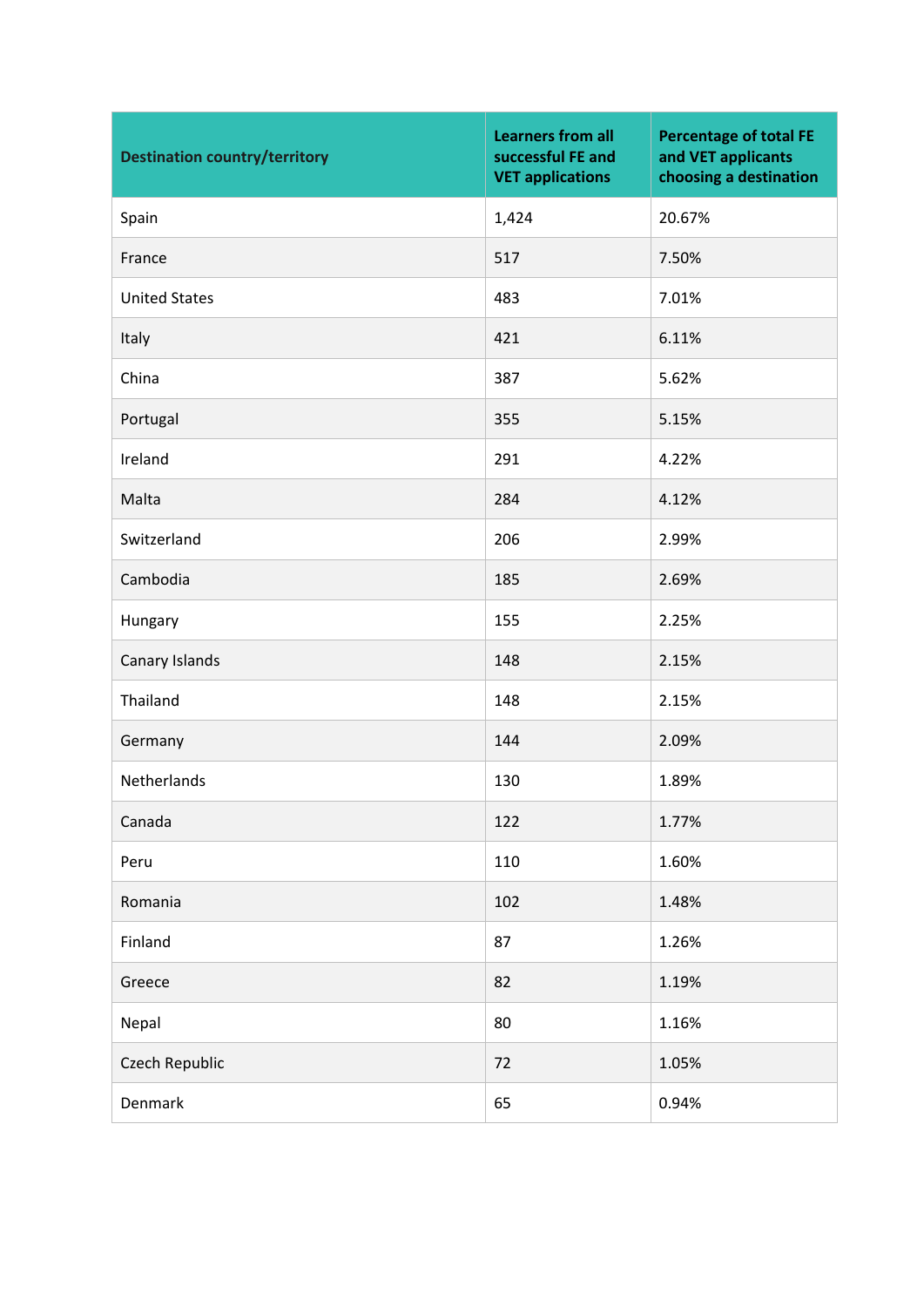| Destination country/territory | Learners from all successful FE and VET applications | Percentage of total FE and VET applicants choosing a destination |
|---|---|---|
| Spain | 1,424 | 20.67% |
| France | 517 | 7.50% |
| United States | 483 | 7.01% |
| Italy | 421 | 6.11% |
| China | 387 | 5.62% |
| Portugal | 355 | 5.15% |
| Ireland | 291 | 4.22% |
| Malta | 284 | 4.12% |
| Switzerland | 206 | 2.99% |
| Cambodia | 185 | 2.69% |
| Hungary | 155 | 2.25% |
| Canary Islands | 148 | 2.15% |
| Thailand | 148 | 2.15% |
| Germany | 144 | 2.09% |
| Netherlands | 130 | 1.89% |
| Canada | 122 | 1.77% |
| Peru | 110 | 1.60% |
| Romania | 102 | 1.48% |
| Finland | 87 | 1.26% |
| Greece | 82 | 1.19% |
| Nepal | 80 | 1.16% |
| Czech Republic | 72 | 1.05% |
| Denmark | 65 | 0.94% |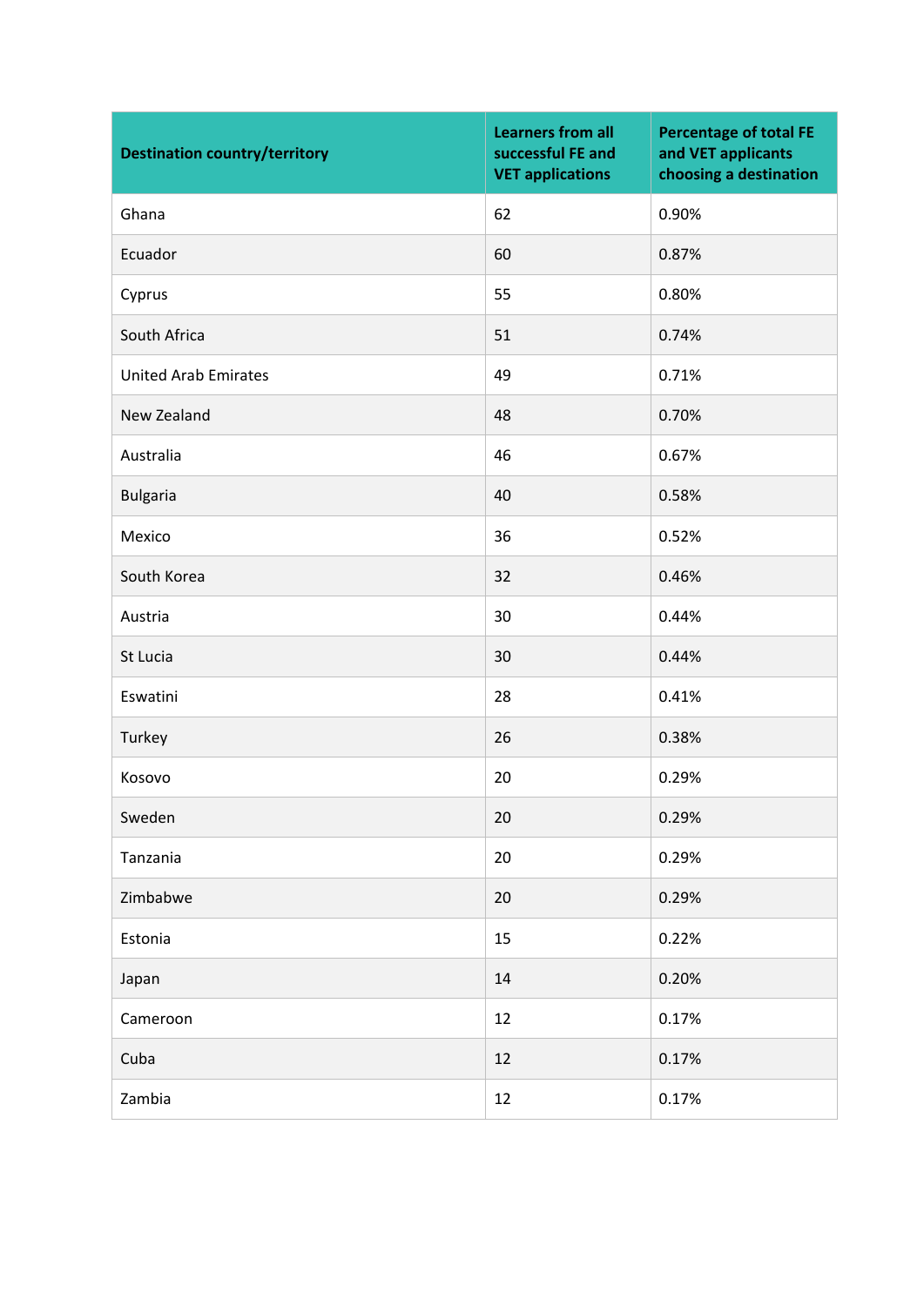| Destination country/territory | Learners from all successful FE and VET applications | Percentage of total FE and VET applicants choosing a destination |
|---|---|---|
| Ghana | 62 | 0.90% |
| Ecuador | 60 | 0.87% |
| Cyprus | 55 | 0.80% |
| South Africa | 51 | 0.74% |
| United Arab Emirates | 49 | 0.71% |
| New Zealand | 48 | 0.70% |
| Australia | 46 | 0.67% |
| Bulgaria | 40 | 0.58% |
| Mexico | 36 | 0.52% |
| South Korea | 32 | 0.46% |
| Austria | 30 | 0.44% |
| St Lucia | 30 | 0.44% |
| Eswatini | 28 | 0.41% |
| Turkey | 26 | 0.38% |
| Kosovo | 20 | 0.29% |
| Sweden | 20 | 0.29% |
| Tanzania | 20 | 0.29% |
| Zimbabwe | 20 | 0.29% |
| Estonia | 15 | 0.22% |
| Japan | 14 | 0.20% |
| Cameroon | 12 | 0.17% |
| Cuba | 12 | 0.17% |
| Zambia | 12 | 0.17% |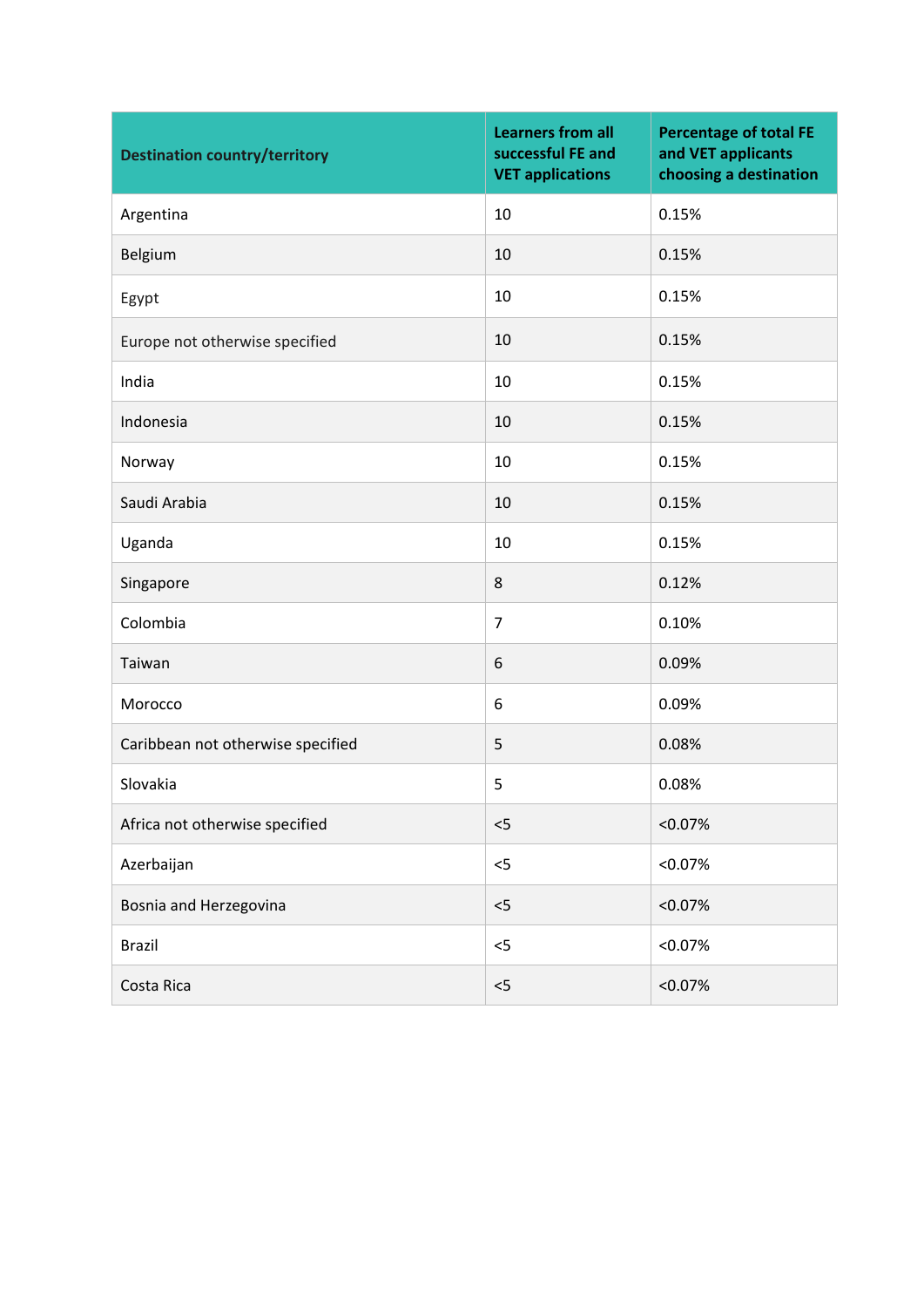| Destination country/territory | Learners from all successful FE and VET applications | Percentage of total FE and VET applicants choosing a destination |
|---|---|---|
| Argentina | 10 | 0.15% |
| Belgium | 10 | 0.15% |
| Egypt | 10 | 0.15% |
| Europe not otherwise specified | 10 | 0.15% |
| India | 10 | 0.15% |
| Indonesia | 10 | 0.15% |
| Norway | 10 | 0.15% |
| Saudi Arabia | 10 | 0.15% |
| Uganda | 10 | 0.15% |
| Singapore | 8 | 0.12% |
| Colombia | 7 | 0.10% |
| Taiwan | 6 | 0.09% |
| Morocco | 6 | 0.09% |
| Caribbean not otherwise specified | 5 | 0.08% |
| Slovakia | 5 | 0.08% |
| Africa not otherwise specified | <5 | <0.07% |
| Azerbaijan | <5 | <0.07% |
| Bosnia and Herzegovina | <5 | <0.07% |
| Brazil | <5 | <0.07% |
| Costa Rica | <5 | <0.07% |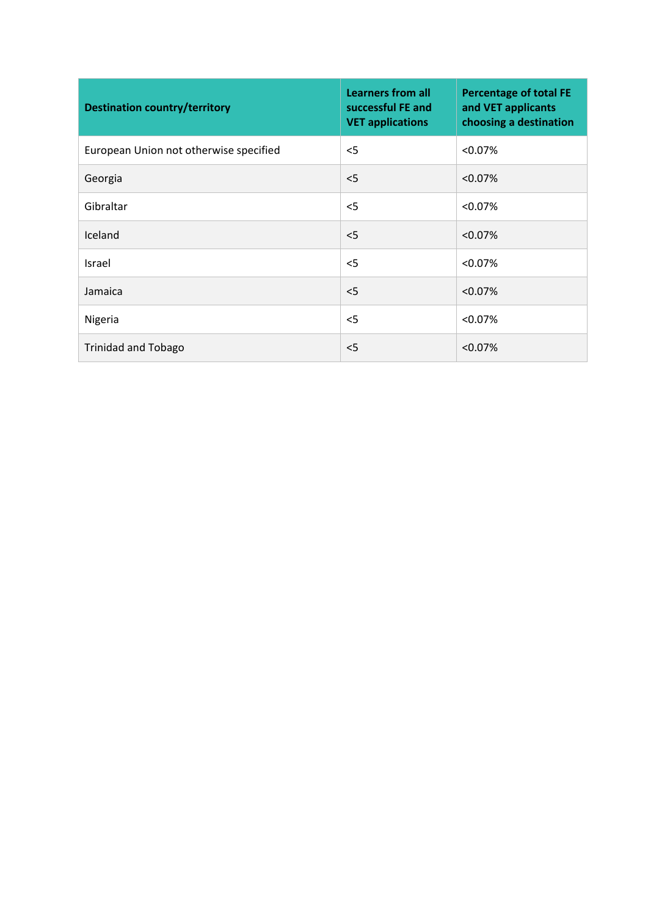| Destination country/territory | Learners from all successful FE and VET applications | Percentage of total FE and VET applicants choosing a destination |
|---|---|---|
| European Union not otherwise specified | <5 | <0.07% |
| Georgia | <5 | <0.07% |
| Gibraltar | <5 | <0.07% |
| Iceland | <5 | <0.07% |
| Israel | <5 | <0.07% |
| Jamaica | <5 | <0.07% |
| Nigeria | <5 | <0.07% |
| Trinidad and Tobago | <5 | <0.07% |